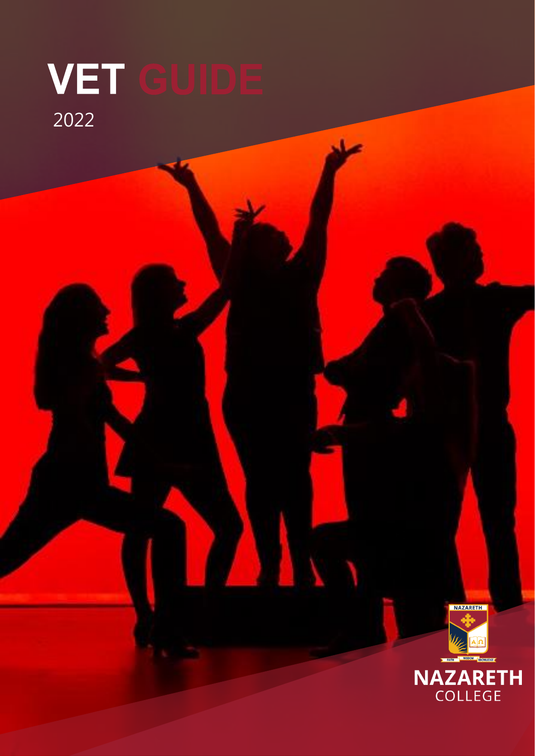# VET GUIDE

2022

NAZARETH

FAITH WISDOM KNOWLEDGE

NAZARETH COLLEGE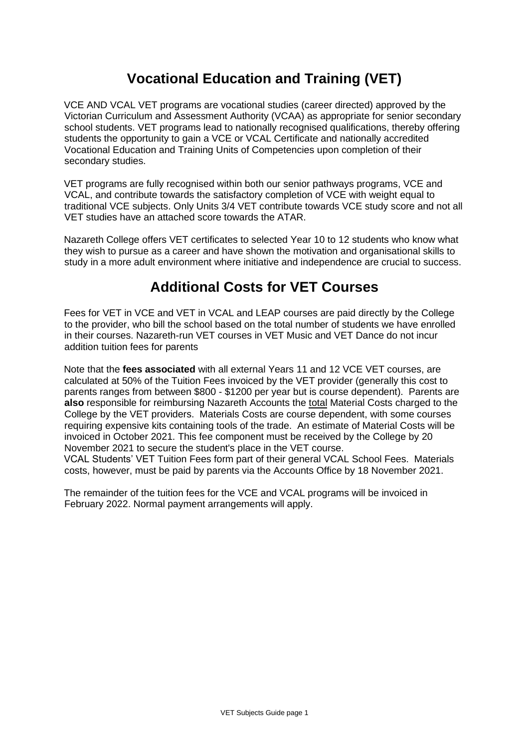# Vocational Education and Training (VET)

VCE AND VCAL VET programs are vocational studies (career directed) approved by the Victorian Curriculum and Assessment Authority (VCAA) as appropriate for senior secondary school students. VET programs lead to nationally recognised qualifications, thereby offering students the opportunity to gain a VCE or VCAL Certificate and nationally accredited Vocational Education and Training Units of Competencies upon completion of their secondary studies.

VET programs are fully recognised within both our senior pathways programs, VCE and VCAL, and contribute towards the satisfactory completion of VCE with weight equal to traditional VCE subjects. Only Units 3/4 VET contribute towards VCE study score and not all VET studies have an attached score towards the ATAR.

Nazareth College offers VET certificates to selected Year 10 to 12 students who know what they wish to pursue as a career and have shown the motivation and organisational skills to study in a more adult environment where initiative and independence are crucial to success.

# Additional Costs for VET Courses

Fees for VET in VCE and VET in VCAL and LEAP courses are paid directly by the College to the provider, who bill the school based on the total number of students we have enrolled in their courses. Nazareth-run VET courses in VET Music and VET Dance do not incur addition tuition fees for parents

Note that the **fees associated** with all external Years 11 and 12 VCE VET courses, are calculated at 50% of the Tuition Fees invoiced by the VET provider (generally this cost to parents ranges from between $800 - $1200 per year but is course dependent). Parents are **also** responsible for reimbursing Nazareth Accounts the total Material Costs charged to the College by the VET providers. Materials Costs are course dependent, with some courses requiring expensive kits containing tools of the trade. An estimate of Material Costs will be invoiced in October 2021. This fee component must be received by the College by 20 November 2021 to secure the student's place in the VET course.

VCAL Students' VET Tuition Fees form part of their general VCAL School Fees. Materials costs, however, must be paid by parents via the Accounts Office by 18 November 2021.

The remainder of the tuition fees for the VCE and VCAL programs will be invoiced in February 2022. Normal payment arrangements will apply.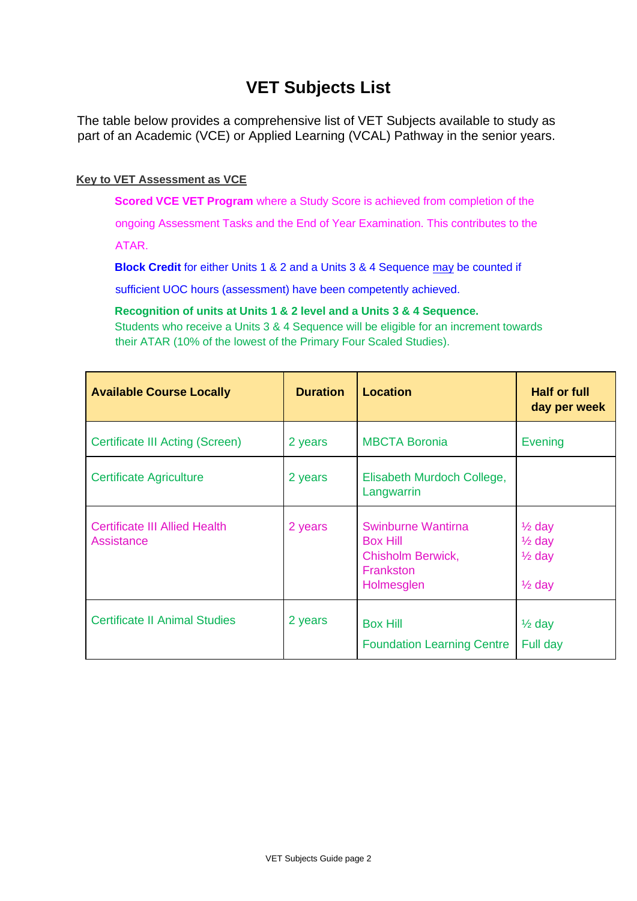# VET Subjects List

The table below provides a comprehensive list of VET Subjects available to study as part of an Academic (VCE) or Applied Learning (VCAL) Pathway in the senior years.

**Key to VET Assessment as VCE**

**Scored VCE VET Program** where a Study Score is achieved from completion of the ongoing Assessment Tasks and the End of Year Examination. This contributes to the ATAR.

**Block Credit** for either Units 1 & 2 and a Units 3 & 4 Sequence may be counted if sufficient UOC hours (assessment) have been competently achieved.

**Recognition of units at Units 1 & 2 level and a Units 3 & 4 Sequence.**
Students who receive a Units 3 & 4 Sequence will be eligible for an increment towards their ATAR (10% of the lowest of the Primary Four Scaled Studies).

| Available Course Locally | Duration | Location | Half or full day per week |
|---|---|---|---|
| Certificate III Acting (Screen) | 2 years | MBCTA Boronia | Evening |
| Certificate Agriculture | 2 years | Elisabeth Murdoch College, Langwarrin | |
| Certificate III Allied Health Assistance | 2 years | Swinburne Wantirna<br>Box Hill<br>Chisholm Berwick, Frankston<br>Holmesglen | ½ day<br>½ day<br>½ day<br>½ day |
| Certificate II Animal Studies | 2 years | Box Hill<br>Foundation Learning Centre | ½ day<br>Full day |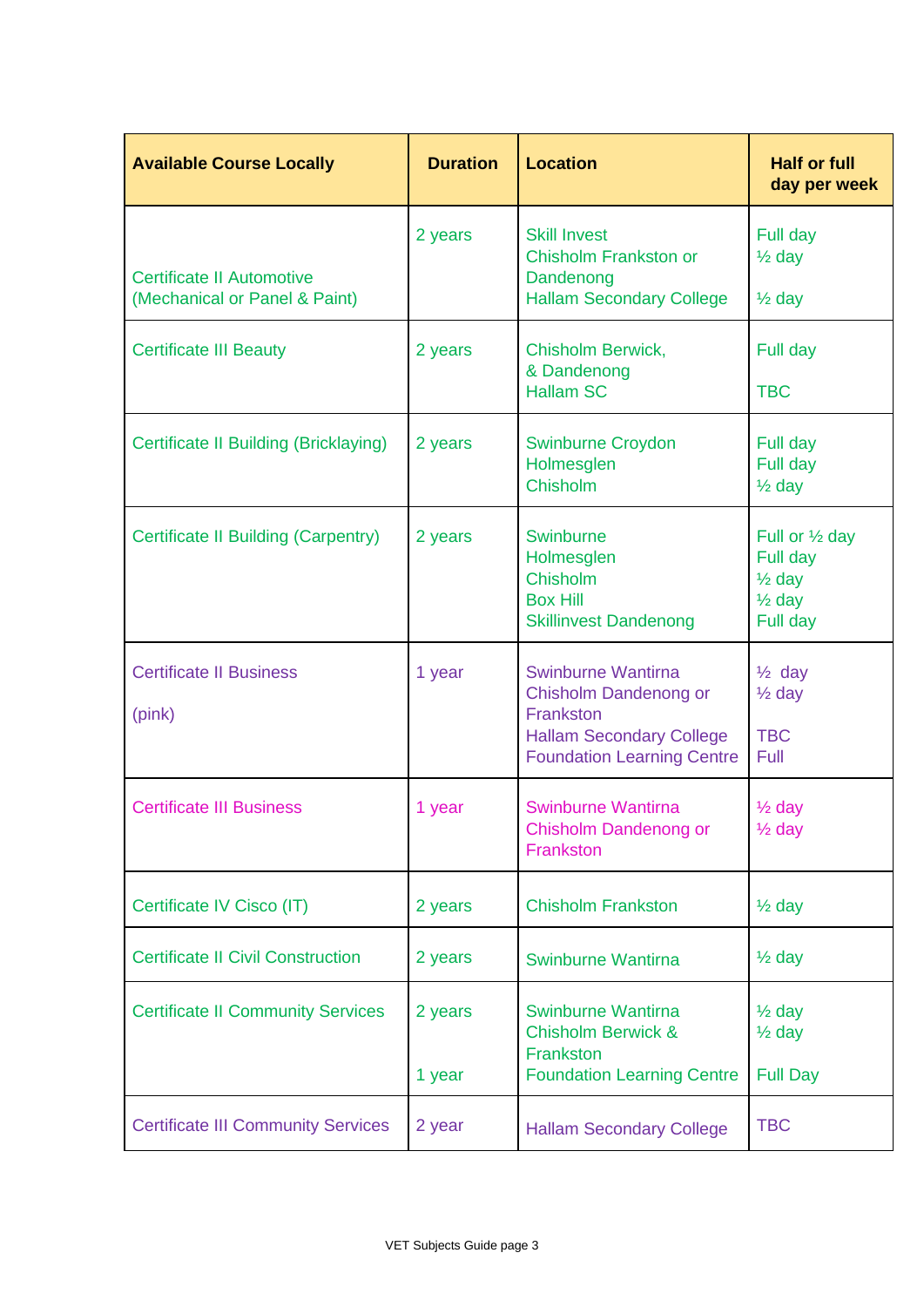| Available Course Locally | Duration | Location | Half or full day per week |
|---|---|---|---|
| Certificate II Automotive (Mechanical or Panel & Paint) | 2 years | Skill Invest<br>Chisholm Frankston or Dandenong<br>Hallam Secondary College | Full day<br>½ day<br><br>½ day |
| Certificate III Beauty | 2 years | Chisholm Berwick, & Dandenong<br>Hallam SC | Full day<br><br>TBC |
| Certificate II Building (Bricklaying) | 2 years | Swinburne Croydon<br>Holmesglen<br>Chisholm | Full day<br>Full day<br>½ day |
| Certificate II Building (Carpentry) | 2 years | Swinburne<br>Holmesglen<br>Chisholm<br>Box Hill<br>Skillinvest Dandenong | Full or ½ day<br>Full day<br>½ day<br>½ day<br>Full day |
| Certificate II Business<br><br>(pink) | 1 year | Swinburne Wantirna<br>Chisholm Dandenong or Frankston<br>Hallam Secondary College<br>Foundation Learning Centre | ½ day<br>½ day<br><br>TBC<br>Full |
| Certificate III Business | 1 year | Swinburne Wantirna<br>Chisholm Dandenong or Frankston | ½ day<br>½ day |
| Certificate IV Cisco (IT) | 2 years | Chisholm Frankston | ½ day |
| Certificate II Civil Construction | 2 years | Swinburne Wantirna | ½ day |
| Certificate II Community Services | 2 years<br><br><br>1 year | Swinburne Wantirna<br>Chisholm Berwick & Frankston<br>Foundation Learning Centre | ½ day<br>½ day<br><br>Full Day |
| Certificate III Community Services | 2 year | Hallam Secondary College | TBC |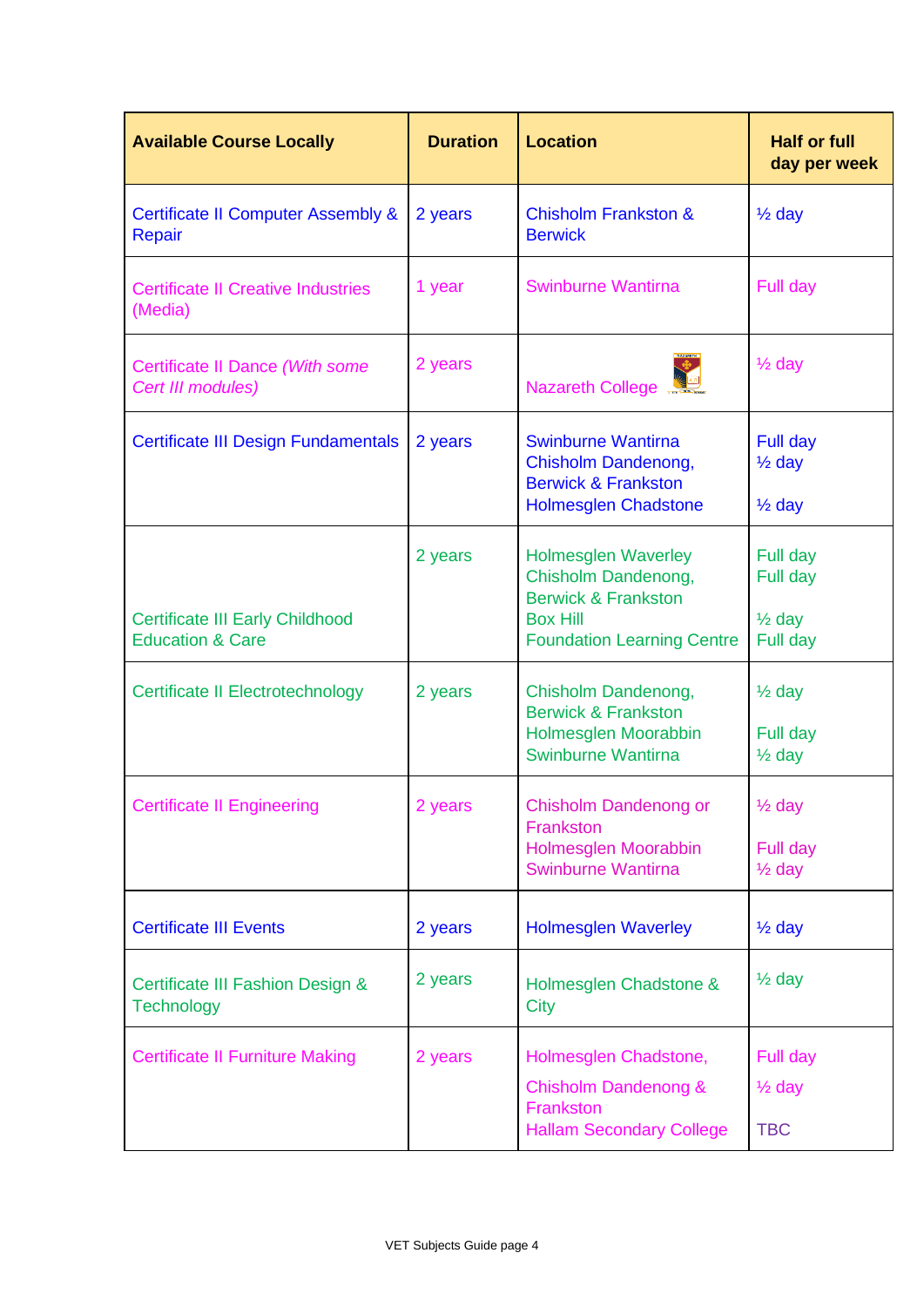| Available Course Locally | Duration | Location | Half or full day per week |
|---|---|---|---|
| Certificate II Computer Assembly & Repair | 2 years | Chisholm Frankston & Berwick | ½ day |
| Certificate II Creative Industries (Media) | 1 year | Swinburne Wantirna | Full day |
| Certificate II Dance *(With some Cert III modules)* | 2 years | Nazareth College | ½ day |
| Certificate III Design Fundamentals | 2 years | Swinburne Wantirna<br>Chisholm Dandenong, Berwick & Frankston<br>Holmesglen Chadstone | Full day<br>½ day<br><br>½ day |
| Certificate III Early Childhood Education & Care | 2 years | Holmesglen Waverley<br>Chisholm Dandenong, Berwick & Frankston<br>Box Hill<br>Foundation Learning Centre | Full day<br>Full day<br><br>½ day<br>Full day |
| Certificate II Electrotechnology | 2 years | Chisholm Dandenong, Berwick & Frankston<br>Holmesglen Moorabbin<br>Swinburne Wantirna | ½ day<br><br>Full day<br>½ day |
| Certificate II Engineering | 2 years | Chisholm Dandenong or Frankston<br>Holmesglen Moorabbin<br>Swinburne Wantirna | ½ day<br><br>Full day<br>½ day |
| Certificate III Events | 2 years | Holmesglen Waverley | ½ day |
| Certificate III Fashion Design & Technology | 2 years | Holmesglen Chadstone & City | ½ day |
| Certificate II Furniture Making | 2 years | Holmesglen Chadstone,<br>Chisholm Dandenong & Frankston<br>Hallam Secondary College | Full day<br>½ day<br><br>TBC |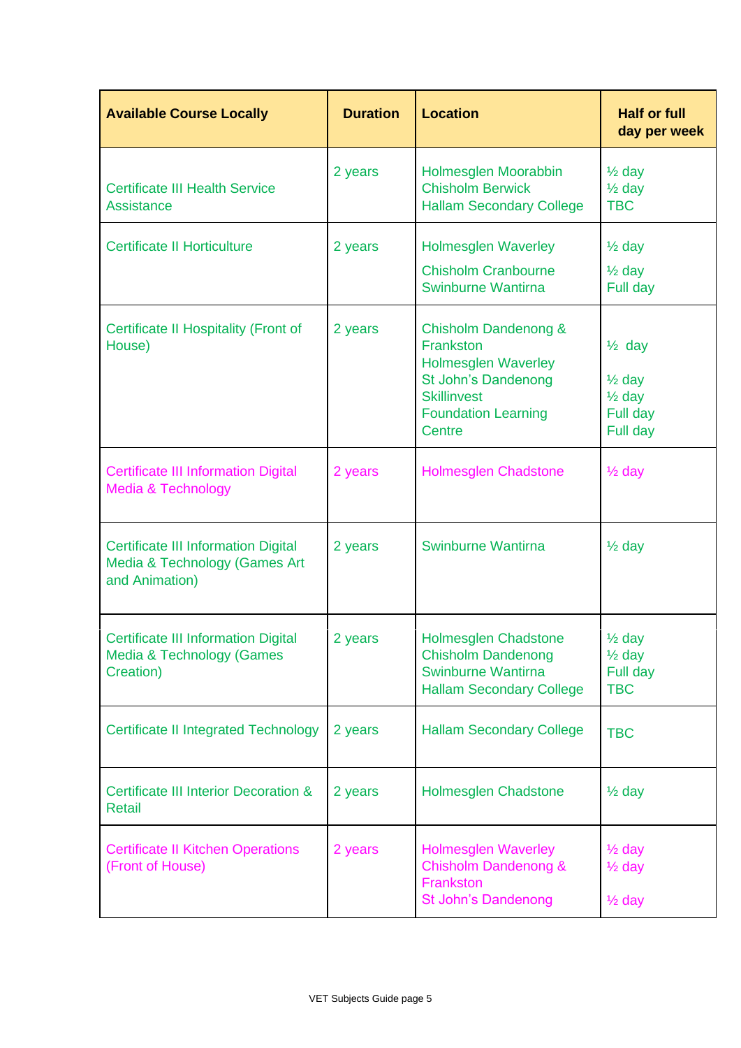| Available Course Locally | Duration | Location | Half or full day per week |
|---|---|---|---|
| Certificate III Health Service Assistance | 2 years | Holmesglen Moorabbin<br>Chisholm Berwick<br>Hallam Secondary College | ½ day<br>½ day<br>TBC |
| Certificate II Horticulture | 2 years | Holmesglen Waverley<br>Chisholm Cranbourne<br>Swinburne Wantirna | ½ day<br>½ day<br>Full day |
| Certificate II Hospitality (Front of House) | 2 years | Chisholm Dandenong & Frankston<br>Holmesglen Waverley<br>St John's Dandenong<br>Skillinvest<br>Foundation Learning Centre | ½ day<br>½ day<br>½ day<br>Full day<br>Full day |
| Certificate III Information Digital Media & Technology | 2 years | Holmesglen Chadstone | ½ day |
| Certificate III Information Digital Media & Technology (Games Art and Animation) | 2 years | Swinburne Wantirna | ½ day |
| Certificate III Information Digital Media & Technology (Games Creation) | 2 years | Holmesglen Chadstone<br>Chisholm Dandenong<br>Swinburne Wantirna<br>Hallam Secondary College | ½ day<br>½ day<br>Full day<br>TBC |
| Certificate II Integrated Technology | 2 years | Hallam Secondary College | TBC |
| Certificate III Interior Decoration & Retail | 2 years | Holmesglen Chadstone | ½ day |
| Certificate II Kitchen Operations (Front of House) | 2 years | Holmesglen Waverley<br>Chisholm Dandenong & Frankston<br>St John's Dandenong | ½ day<br>½ day<br>½ day |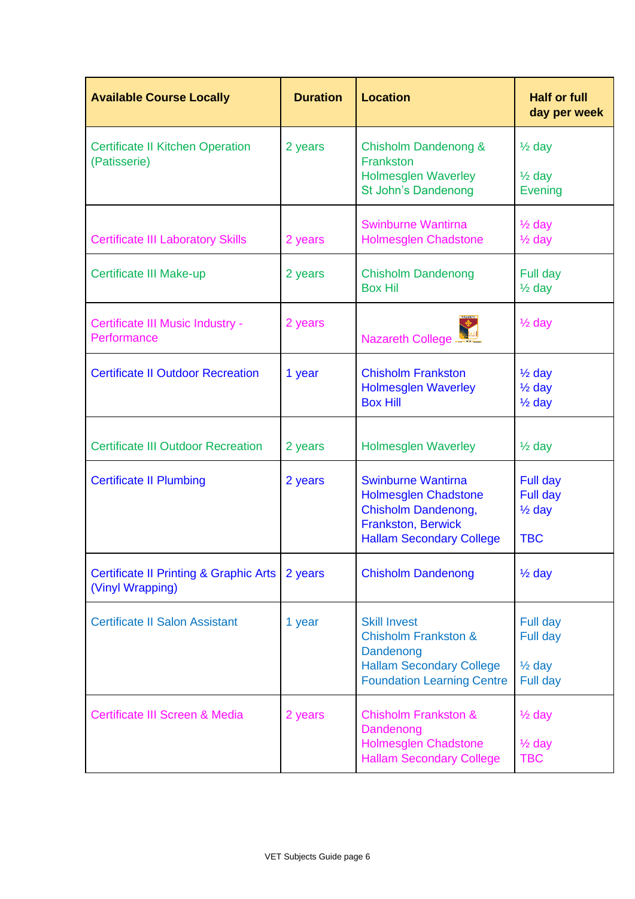| Available Course Locally | Duration | Location | Half or full day per week |
| --- | --- | --- | --- |
| Certificate II Kitchen Operation (Patisserie) | 2 years | Chisholm Dandenong & Frankston<br>Holmesglen Waverley<br>St John's Dandenong | ½ day<br><br>½ day<br>Evening |
| Certificate III Laboratory Skills | 2 years | Swinburne Wantirna<br>Holmesglen Chadstone | ½ day<br>½ day |
| Certificate III Make-up | 2 years | Chisholm Dandenong<br>Box Hil | Full day<br>½ day |
| Certificate III Music Industry - Performance | 2 years | Nazareth College | ½ day |
| Certificate II Outdoor Recreation | 1 year | Chisholm Frankston<br>Holmesglen Waverley<br>Box Hill | ½ day<br>½ day<br>½ day |
| Certificate III Outdoor Recreation | 2 years | Holmesglen Waverley | ½ day |
| Certificate II Plumbing | 2 years | Swinburne Wantirna<br>Holmesglen Chadstone<br>Chisholm Dandenong, Frankston, Berwick<br>Hallam Secondary College | Full day<br>Full day<br>½ day<br><br>TBC |
| Certificate II Printing & Graphic Arts (Vinyl Wrapping) | 2 years | Chisholm Dandenong | ½ day |
| Certificate II Salon Assistant | 1 year | Skill Invest<br>Chisholm Frankston & Dandenong<br>Hallam Secondary College<br>Foundation Learning Centre | Full day<br>Full day<br><br>½ day<br>Full day |
| Certificate III Screen & Media | 2 years | Chisholm Frankston & Dandenong<br>Holmesglen Chadstone<br>Hallam Secondary College | ½ day<br><br>½ day<br>TBC |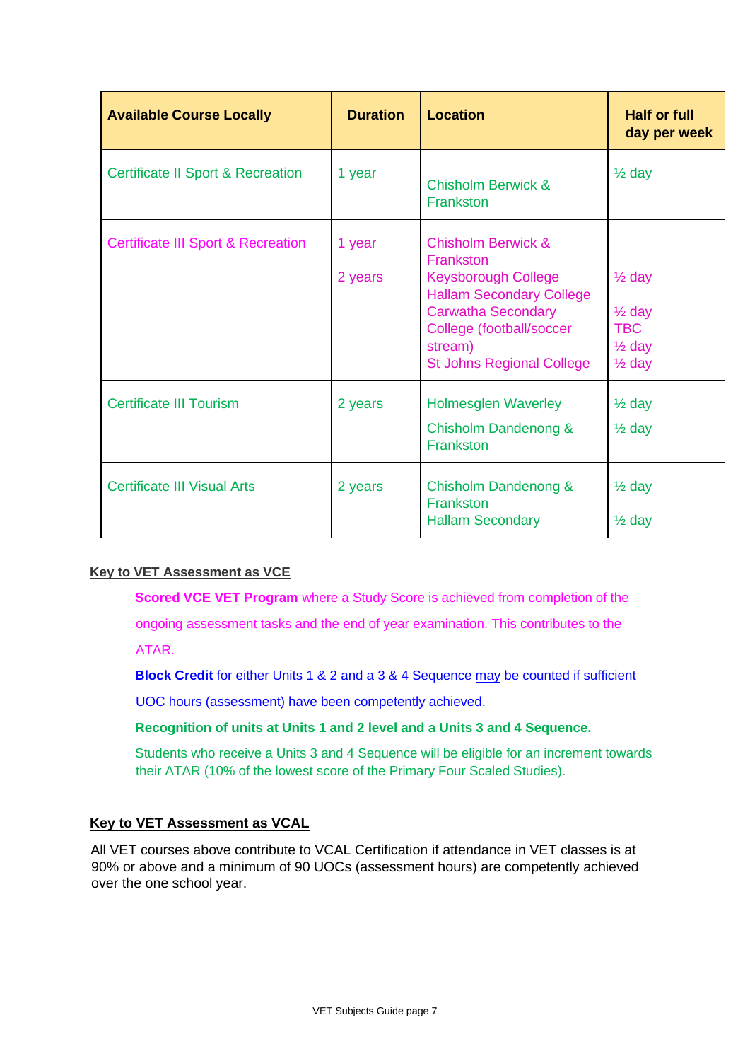| Available Course Locally | Duration | Location | Half or full day per week |
|---|---|---|---|
| Certificate II Sport & Recreation | 1 year | Chisholm Berwick & Frankston | ½ day |
| Certificate III Sport & Recreation | 1 year<br>2 years | Chisholm Berwick & Frankston<br>Keysborough College<br>Hallam Secondary College<br>Carwatha Secondary College (football/soccer stream)<br>St Johns Regional College | ½ day<br>½ day<br>TBC<br>½ day<br>½ day |
| Certificate III Tourism | 2 years | Holmesglen Waverley<br>Chisholm Dandenong & Frankston | ½ day<br>½ day |
| Certificate III Visual Arts | 2 years | Chisholm Dandenong & Frankston<br>Hallam Secondary | ½ day<br>½ day |

**Key to VET Assessment as VCE**

**Scored VCE VET Program** where a Study Score is achieved from completion of the ongoing assessment tasks and the end of year examination. This contributes to the ATAR.

**Block Credit** for either Units 1 & 2 and a 3 & 4 Sequence may be counted if sufficient UOC hours (assessment) have been competently achieved.

**Recognition of units at Units 1 and 2 level and a Units 3 and 4 Sequence.**

Students who receive a Units 3 and 4 Sequence will be eligible for an increment towards their ATAR (10% of the lowest score of the Primary Four Scaled Studies).

**Key to VET Assessment as VCAL**

All VET courses above contribute to VCAL Certification if attendance in VET classes is at 90% or above and a minimum of 90 UOCs (assessment hours) are competently achieved over the one school year.